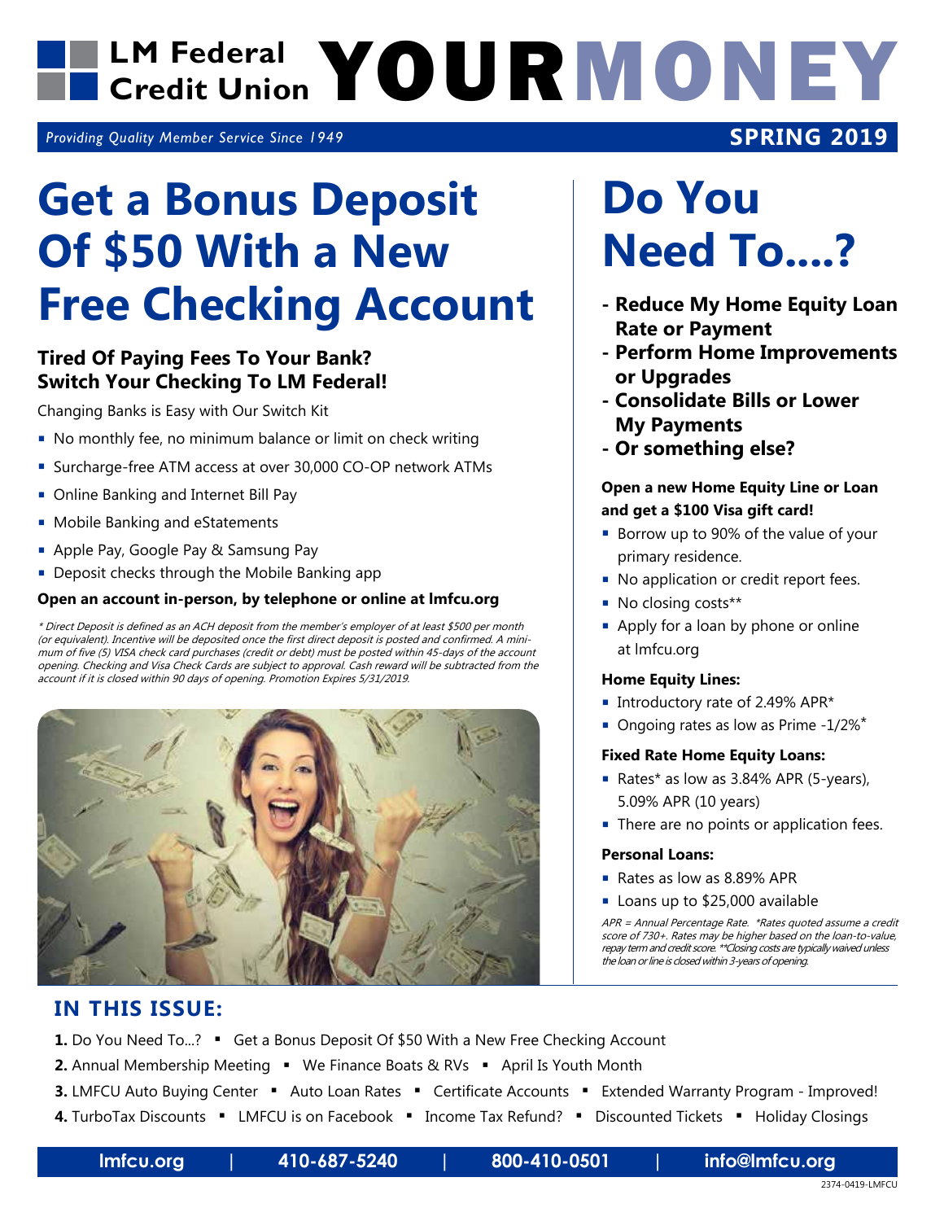# LM Federal Credit Union YOURMONEY

*Providing Quality Member Service Since 1949*

**SPRING 2019**

# Get a Bonus Deposit Of $50 With a New Free Checking Account

### Tired Of Paying Fees To Your Bank? Switch Your Checking To LM Federal!

Changing Banks is Easy with Our Switch Kit

- No monthly fee, no minimum balance or limit on check writing
- Surcharge-free ATM access at over 30,000 CO-OP network ATMs
- Online Banking and Internet Bill Pay
- Mobile Banking and eStatements
- Apple Pay, Google Pay & Samsung Pay
- Deposit checks through the Mobile Banking app

**Open an account in-person, by telephone or online at lmfcu.org**

*\* Direct Deposit is defined as an ACH deposit from the member's employer of at least $500 per month (or equivalent). Incentive will be deposited once the first direct deposit is posted and confirmed. A minimum of five (5) VISA check card purchases (credit or debt) must be posted within 45-days of the account opening. Checking and Visa Check Cards are subject to approval. Cash reward will be subtracted from the account if it is closed within 90 days of opening. Promotion Expires 5/31/2019.*

# Do You Need To....?

- **Reduce My Home Equity Loan Rate or Payment**
- **Perform Home Improvements or Upgrades**
- **Consolidate Bills or Lower My Payments**
- **Or something else?**

**Open a new Home Equity Line or Loan and get a $100 Visa gift card!**

- Borrow up to 90% of the value of your primary residence.
- No application or credit report fees.
- No closing costs**
- Apply for a loan by phone or online at lmfcu.org

**Home Equity Lines:**

- Introductory rate of 2.49% APR*
- Ongoing rates as low as Prime -1/2%*

**Fixed Rate Home Equity Loans:**

- Rates* as low as 3.84% APR (5-years), 5.09% APR (10 years)
- There are no points or application fees.

**Personal Loans:**

- Rates as low as 8.89% APR
- Loans up to $25,000 available

*APR = Annual Percentage Rate. \*Rates quoted assume a credit score of 730+. Rates may be higher based on the loan-to-value, repay term and credit score. \*\*Closing costs are typically waived unless the loan or line is closed within 3-years of opening.*

## IN THIS ISSUE:

1. Do You Need To...? ▪ Get a Bonus Deposit Of $50 With a New Free Checking Account
2. Annual Membership Meeting ▪ We Finance Boats & RVs ▪ April Is Youth Month
3. LMFCU Auto Buying Center ▪ Auto Loan Rates ▪ Certificate Accounts ▪ Extended Warranty Program - Improved!
4. TurboTax Discounts ▪ LMFCU is on Facebook ▪ Income Tax Refund? ▪ Discounted Tickets ▪ Holiday Closings

lmfcu.org | 410-687-5240 | 800-410-0501 | info@lmfcu.org

2374-0419-LMFCU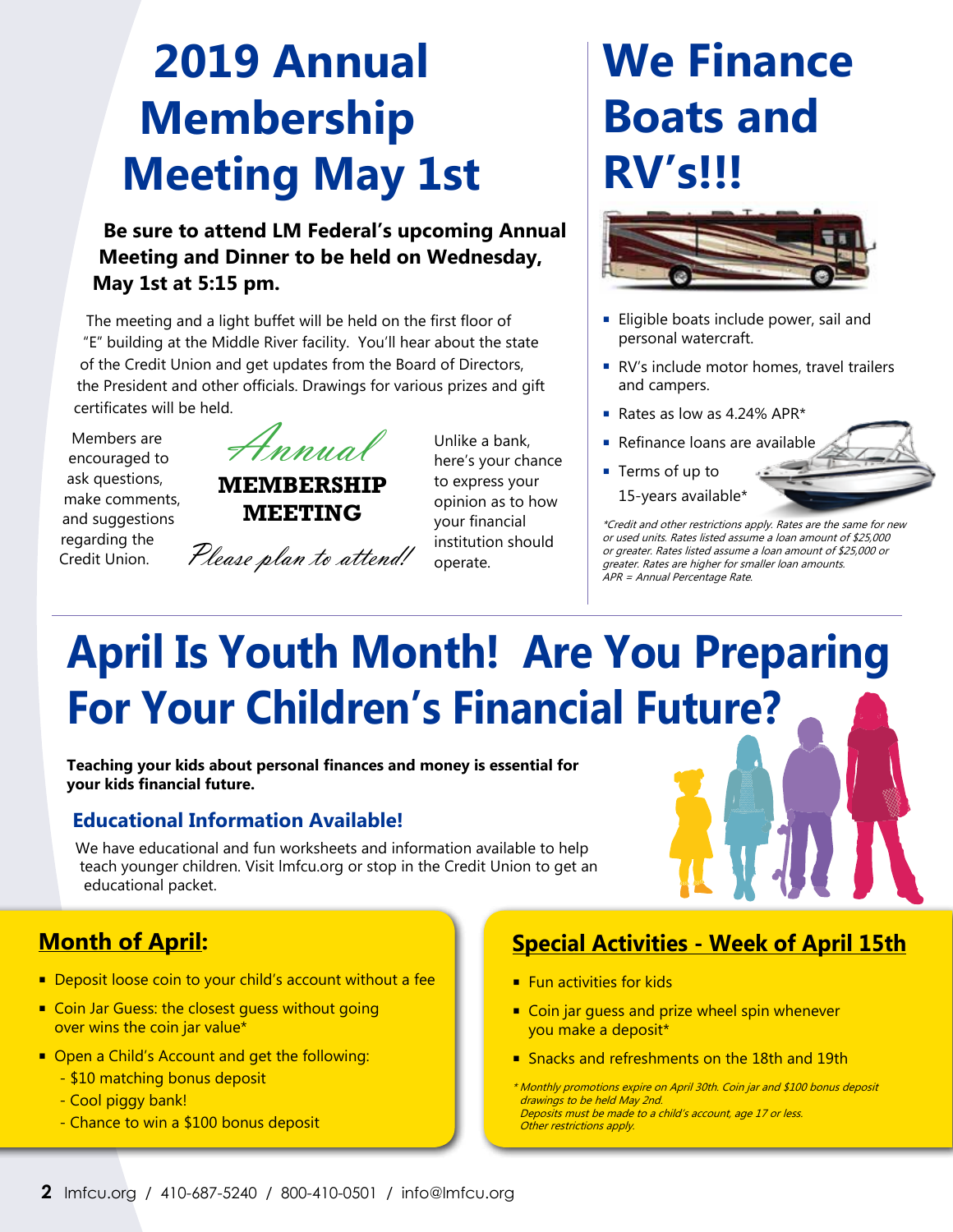# 2019 Annual Membership Meeting May 1st

**Be sure to attend LM Federal's upcoming Annual Meeting and Dinner to be held on Wednesday, May 1st at 5:15 pm.**

The meeting and a light buffet will be held on the first floor of "E" building at the Middle River facility. You'll hear about the state of the Credit Union and get updates from the Board of Directors, the President and other officials. Drawings for various prizes and gift certificates will be held.

Members are encouraged to ask questions, make comments, and suggestions regarding the Credit Union.

*Annual*
**MEMBERSHIP MEETING**
*Please plan to attend!*

Unlike a bank, here's your chance to express your opinion as to how your financial institution should operate.

# We Finance Boats and RV's!!!

- Eligible boats include power, sail and personal watercraft.
- RV's include motor homes, travel trailers and campers.
- Rates as low as 4.24% APR*
- Refinance loans are available
- Terms of up to 15-years available*

*\*Credit and other restrictions apply. Rates are the same for new or used units. Rates listed assume a loan amount of $25,000 or greater. Rates listed assume a loan amount of $25,000 or greater. Rates are higher for smaller loan amounts. APR = Annual Percentage Rate.*

# April Is Youth Month! Are You Preparing For Your Children's Financial Future?

**Teaching your kids about personal finances and money is essential for your kids financial future.**

### Educational Information Available!

We have educational and fun worksheets and information available to help teach younger children. Visit lmfcu.org or stop in the Credit Union to get an educational packet.

## Month of April:

- Deposit loose coin to your child's account without a fee
- Coin Jar Guess: the closest guess without going over wins the coin jar value*
- Open a Child's Account and get the following:
  - $10 matching bonus deposit
  - Cool piggy bank!
  - Chance to win a $100 bonus deposit

## Special Activities - Week of April 15th

- Fun activities for kids
- Coin jar guess and prize wheel spin whenever you make a deposit*
- Snacks and refreshments on the 18th and 19th

*\* Monthly promotions expire on April 30th. Coin jar and $100 bonus deposit drawings to be held May 2nd. Deposits must be made to a child's account, age 17 or less. Other restrictions apply.*

lmfcu.org / 410-687-5240 / 800-410-0501 / info@lmfcu.org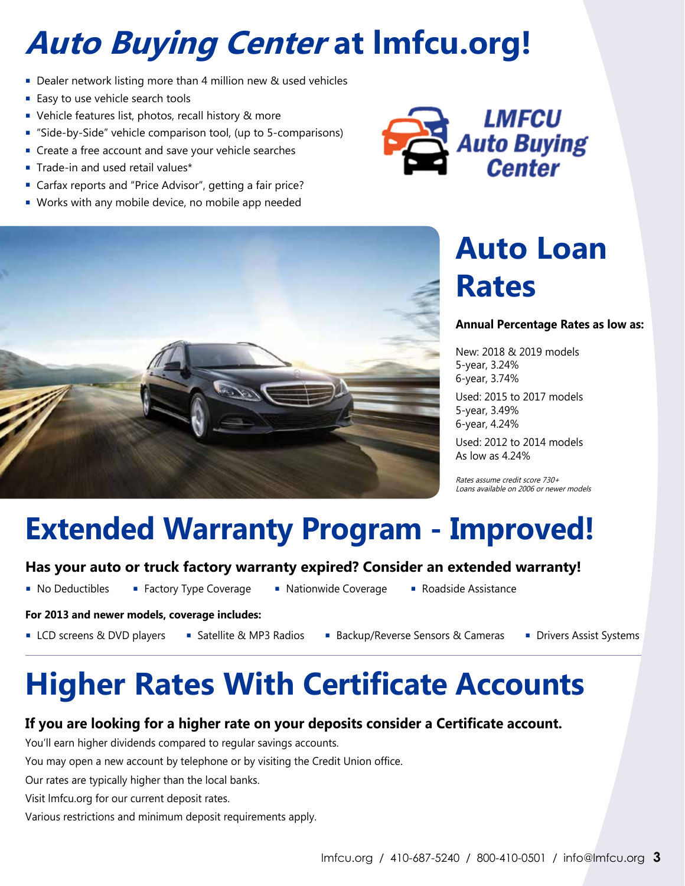# *Auto Buying Center* at lmfcu.org!

- Dealer network listing more than 4 million new & used vehicles
- Easy to use vehicle search tools
- Vehicle features list, photos, recall history & more
- "Side-by-Side" vehicle comparison tool, (up to 5-comparisons)
- Create a free account and save your vehicle searches
- Trade-in and used retail values*
- Carfax reports and "Price Advisor", getting a fair price?
- Works with any mobile device, no mobile app needed

LMFCU Auto Buying Center

# Auto Loan Rates

**Annual Percentage Rates as low as:**

New: 2018 & 2019 models
5-year, 3.24%
6-year, 3.74%

Used: 2015 to 2017 models
5-year, 3.49%
6-year, 4.24%

Used: 2012 to 2014 models
As low as 4.24%

*Rates assume credit score 730+*
*Loans available on 2006 or newer models*

# Extended Warranty Program - Improved!

**Has your auto or truck factory warranty expired? Consider an extended warranty!**

- No Deductibles
- Factory Type Coverage
- Nationwide Coverage
- Roadside Assistance

**For 2013 and newer models, coverage includes:**

- LCD screens & DVD players
- Satellite & MP3 Radios
- Backup/Reverse Sensors & Cameras
- Drivers Assist Systems

# Higher Rates With Certificate Accounts

**If you are looking for a higher rate on your deposits consider a Certificate account.**

You'll earn higher dividends compared to regular savings accounts.

You may open a new account by telephone or by visiting the Credit Union office.

Our rates are typically higher than the local banks.

Visit lmfcu.org for our current deposit rates.

Various restrictions and minimum deposit requirements apply.

lmfcu.org / 410-687-5240 / 800-410-0501 / info@lmfcu.org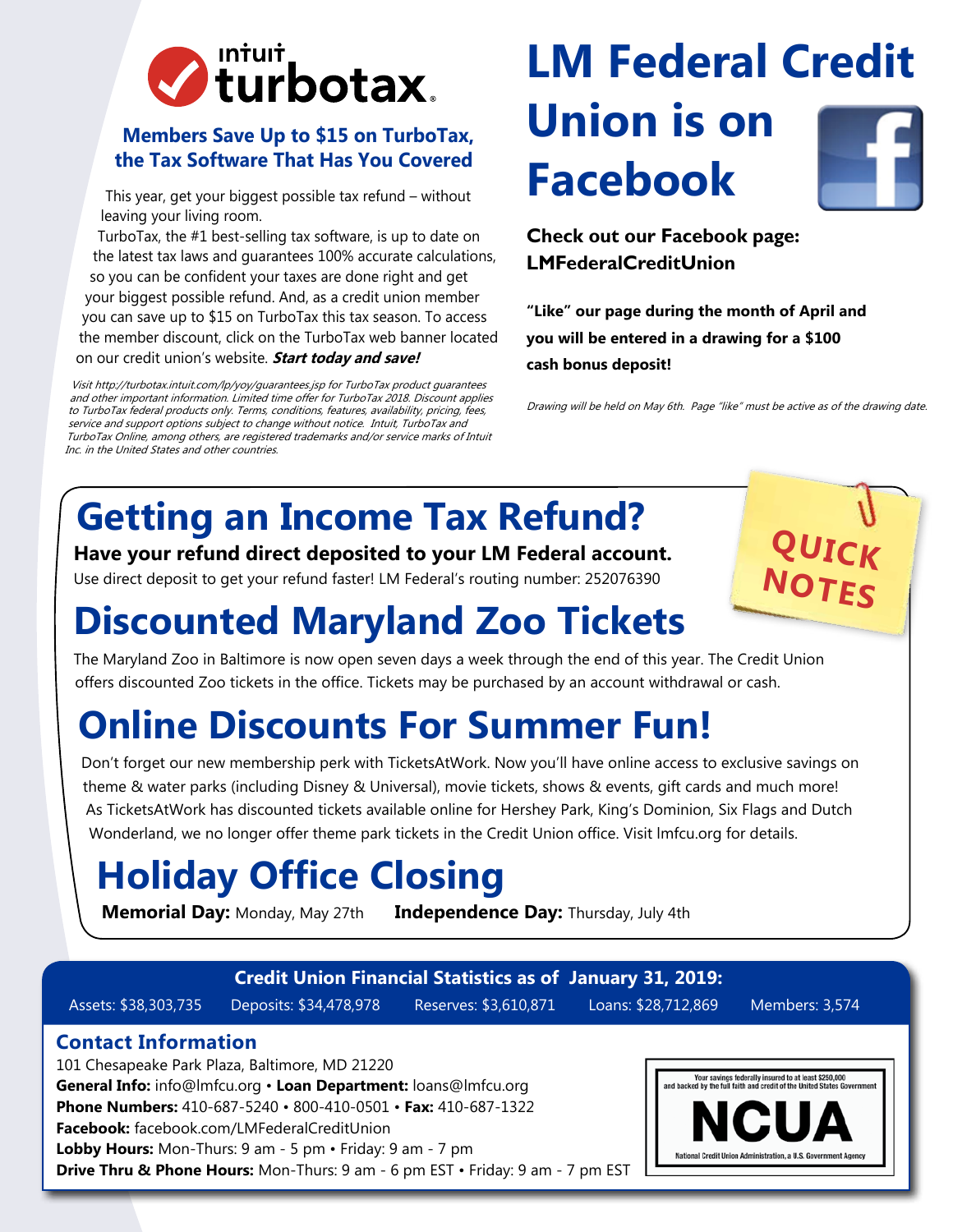intuit turbotax

## Members Save Up to $15 on TurboTax, the Tax Software That Has You Covered

This year, get your biggest possible tax refund – without leaving your living room.

TurboTax, the #1 best-selling tax software, is up to date on the latest tax laws and guarantees 100% accurate calculations, so you can be confident your taxes are done right and get your biggest possible refund. And, as a credit union member you can save up to $15 on TurboTax this tax season. To access the member discount, click on the TurboTax web banner located on our credit union's website. ***Start today and save!***

*Visit http://turbotax.intuit.com/lp/yoy/guarantees.jsp for TurboTax product guarantees and other important information. Limited time offer for TurboTax 2018. Discount applies to TurboTax federal products only. Terms, conditions, features, availability, pricing, fees, service and support options subject to change without notice. Intuit, TurboTax and TurboTax Online, among others, are registered trademarks and/or service marks of Intuit Inc. in the United States and other countries.*

# LM Federal Credit Union is on Facebook

**Check out our Facebook page: LMFederalCreditUnion**

**"Like" our page during the month of April and you will be entered in a drawing for a $100 cash bonus deposit!**

*Drawing will be held on May 6th. Page "like" must be active as of the drawing date.*

QUICK NOTES

## Getting an Income Tax Refund?

**Have your refund direct deposited to your LM Federal account.**

Use direct deposit to get your refund faster! LM Federal's routing number: 252076390

## Discounted Maryland Zoo Tickets

The Maryland Zoo in Baltimore is now open seven days a week through the end of this year. The Credit Union offers discounted Zoo tickets in the office. Tickets may be purchased by an account withdrawal or cash.

## Online Discounts For Summer Fun!

Don't forget our new membership perk with TicketsAtWork. Now you'll have online access to exclusive savings on theme & water parks (including Disney & Universal), movie tickets, shows & events, gift cards and much more! As TicketsAtWork has discounted tickets available online for Hershey Park, King's Dominion, Six Flags and Dutch Wonderland, we no longer offer theme park tickets in the Credit Union office. Visit lmfcu.org for details.

## Holiday Office Closing

**Memorial Day:** Monday, May 27th    **Independence Day:** Thursday, July 4th

**Credit Union Financial Statistics as of January 31, 2019:**

Assets: $38,303,735 | Deposits: $34,478,978 | Reserves: $3,610,871 | Loans: $28,712,869 | Members: 3,574

### Contact Information

101 Chesapeake Park Plaza, Baltimore, MD 21220
**General Info:** info@lmfcu.org • **Loan Department:** loans@lmfcu.org
**Phone Numbers:** 410-687-5240 • 800-410-0501 • **Fax:** 410-687-1322
**Facebook:** facebook.com/LMFederalCreditUnion
**Lobby Hours:** Mon-Thurs: 9 am - 5 pm • Friday: 9 am - 7 pm
**Drive Thru & Phone Hours:** Mon-Thurs: 9 am - 6 pm EST • Friday: 9 am - 7 pm EST

Your savings federally insured to at least $250,000 and backed by the full faith and credit of the United States Government
NCUA
National Credit Union Administration, a U.S. Government Agency